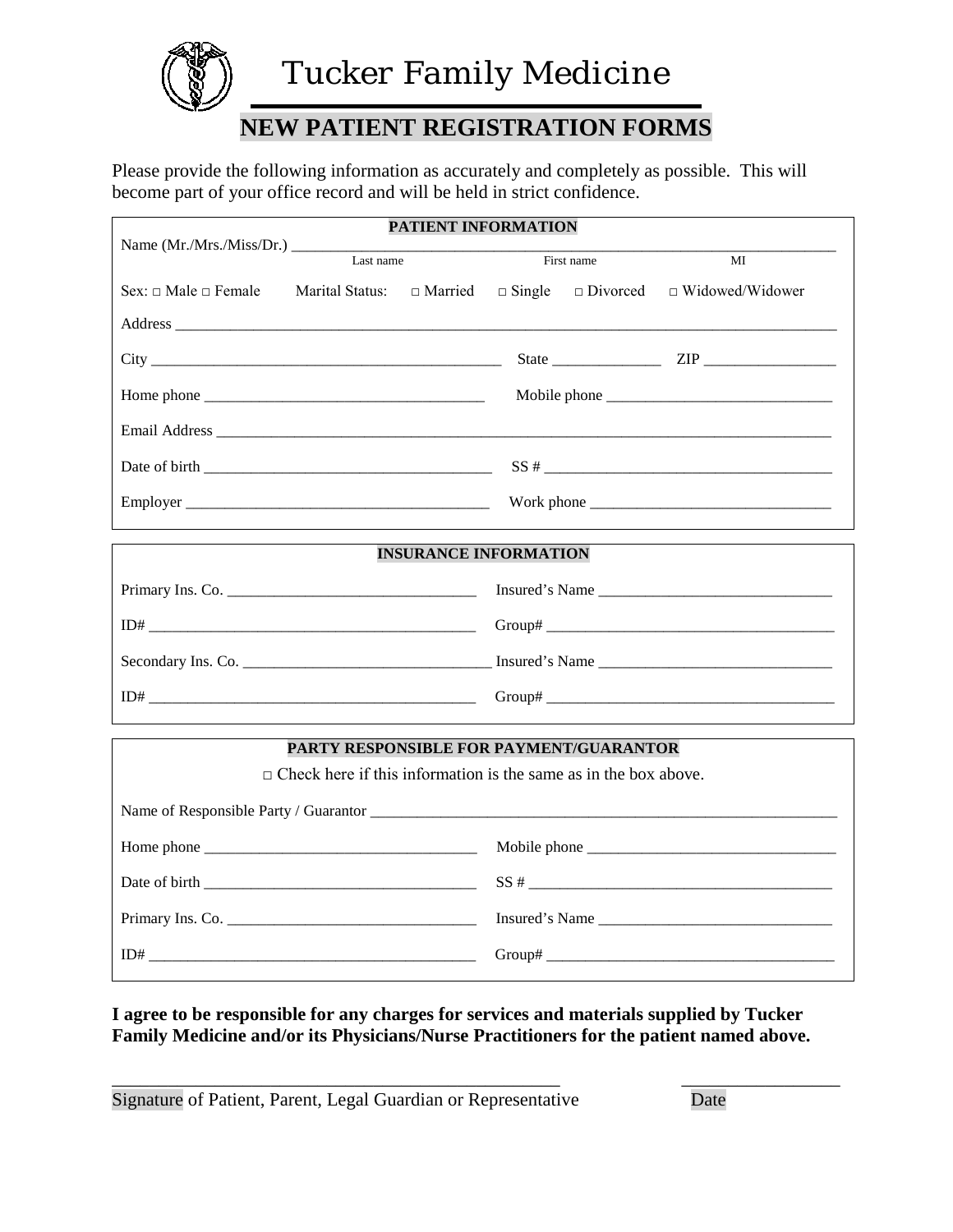# Tucker Family Medicine

## NEW PATIENT REGISTRATION FORMS

Please provide the following information as accurately and completely as possible. This will become part of your office record and will be held in strict confidence.

**PATIENT INFORMATION**

Name (Mr./Mrs./Miss/Dr.) ______________________________________________

Last name          First name          MI

Sex: □ Male □ Female     Marital Status: □ Married □ Single □ Divorced □ Widowed/Widower

Address ______________________________________________

City ______________________ State ____________ ZIP ______________

Home phone ______________________ Mobile phone ______________________

Email Address ______________________________________________

Date of birth ______________________ SS # ______________________

Employer ______________________ Work phone ______________________

**INSURANCE INFORMATION**

Primary Ins. Co. ______________________ Insured's Name ______________________

ID# ______________________ Group# ______________________

Secondary Ins. Co. ______________________ Insured's Name ______________________

ID# ______________________ Group# ______________________

**PARTY RESPONSIBLE FOR PAYMENT/GUARANTOR**

□ Check here if this information is the same as in the box above.

Name of Responsible Party / Guarantor ______________________________________________

Home phone ______________________ Mobile phone ______________________

Date of birth ______________________ SS # ______________________

Primary Ins. Co. ______________________ Insured's Name ______________________

ID# ______________________ Group# ______________________

**I agree to be responsible for any charges for services and materials supplied by Tucker Family Medicine and/or its Physicians/Nurse Practitioners for the patient named above.**

______________________________________________          ____________________

Signature of Patient, Parent, Legal Guardian or Representative          Date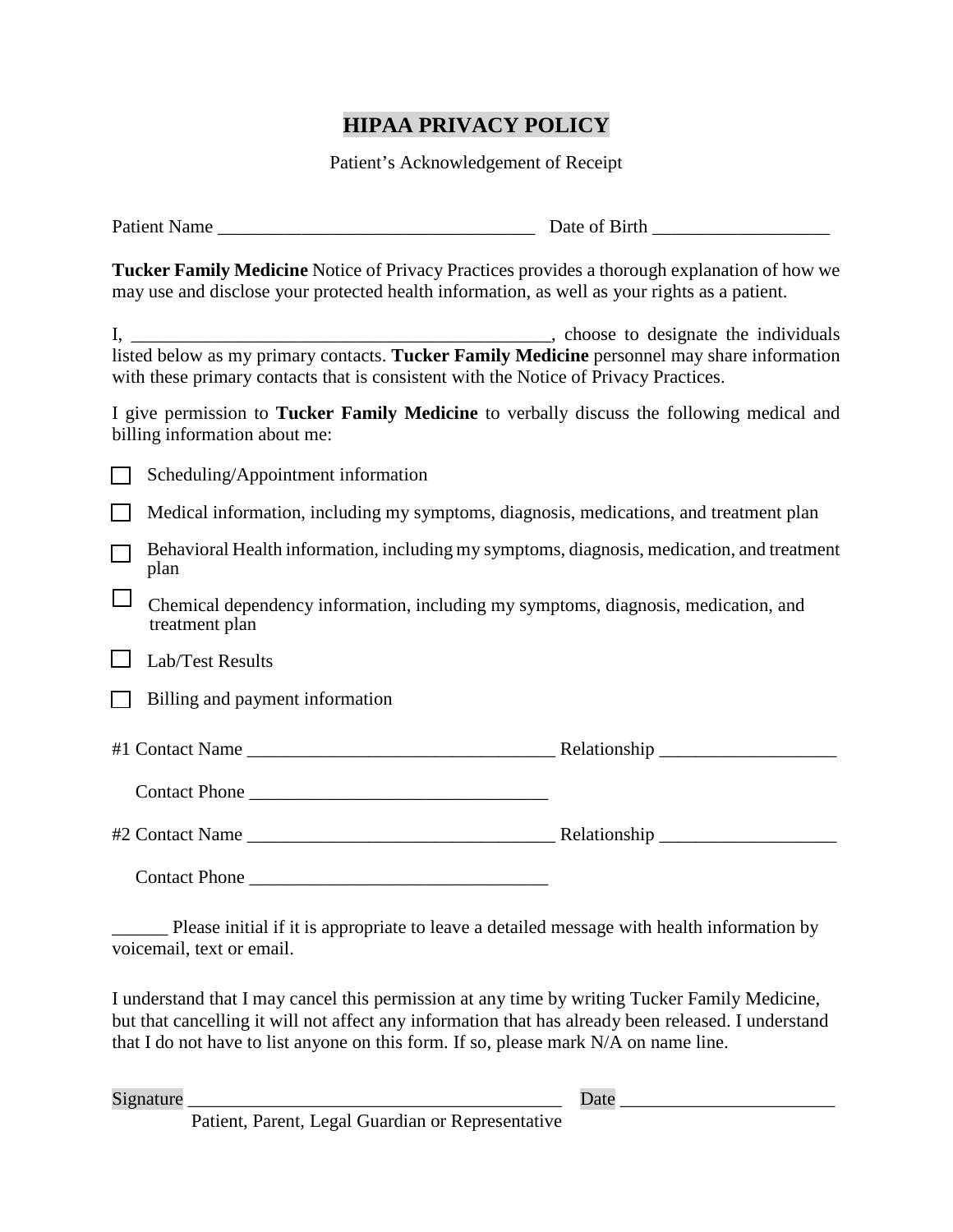# HIPAA PRIVACY POLICY

Patient's Acknowledgement of Receipt

Patient Name ___________________________________ Date of Birth ___________________

**Tucker Family Medicine** Notice of Privacy Practices provides a thorough explanation of how we may use and disclose your protected health information, as well as your rights as a patient.

I, _______________________________________________, choose to designate the individuals listed below as my primary contacts. **Tucker Family Medicine** personnel may share information with these primary contacts that is consistent with the Notice of Privacy Practices.

I give permission to **Tucker Family Medicine** to verbally discuss the following medical and billing information about me:

- ☐ Scheduling/Appointment information
- ☐ Medical information, including my symptoms, diagnosis, medications, and treatment plan
- ☐ Behavioral Health information, including my symptoms, diagnosis, medication, and treatment plan
- ☐ Chemical dependency information, including my symptoms, diagnosis, medication, and treatment plan
- ☐ Lab/Test Results
- ☐ Billing and payment information

#1 Contact Name _________________________________ Relationship ___________________

Contact Phone ________________________________

#2 Contact Name _________________________________ Relationship ___________________

Contact Phone ________________________________

______ Please initial if it is appropriate to leave a detailed message with health information by voicemail, text or email.

I understand that I may cancel this permission at any time by writing Tucker Family Medicine, but that cancelling it will not affect any information that has already been released. I understand that I do not have to list anyone on this form. If so, please mark N/A on name line.

Signature _______________________________________ Date _______________________

Patient, Parent, Legal Guardian or Representative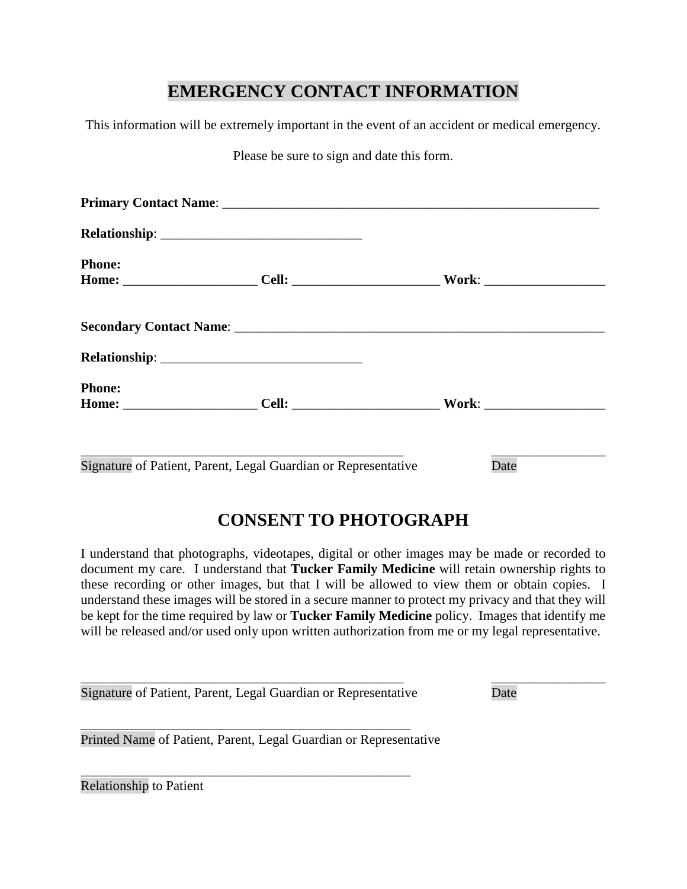# EMERGENCY CONTACT INFORMATION

This information will be extremely important in the event of an accident or medical emergency.

Please be sure to sign and date this form.

**Primary Contact Name**: ___________________________________________________________

**Relationship**: ______________________________

**Phone:**
**Home:** ____________________ **Cell:** ______________________ **Work**: __________________

**Secondary Contact Name**: _________________________________________________________

**Relationship**: ______________________________

**Phone:**
**Home:** ____________________ **Cell:** ______________________ **Work**: __________________

________________________________________________ _________________
Signature of Patient, Parent, Legal Guardian or Representative Date

# CONSENT TO PHOTOGRAPH

I understand that photographs, videotapes, digital or other images may be made or recorded to document my care. I understand that **Tucker Family Medicine** will retain ownership rights to these recording or other images, but that I will be allowed to view them or obtain copies. I understand these images will be stored in a secure manner to protect my privacy and that they will be kept for the time required by law or **Tucker Family Medicine** policy. Images that identify me will be released and/or used only upon written authorization from me or my legal representative.

________________________________________________ _________________
Signature of Patient, Parent, Legal Guardian or Representative Date

_________________________________________________
Printed Name of Patient, Parent, Legal Guardian or Representative

_________________________________________________
Relationship to Patient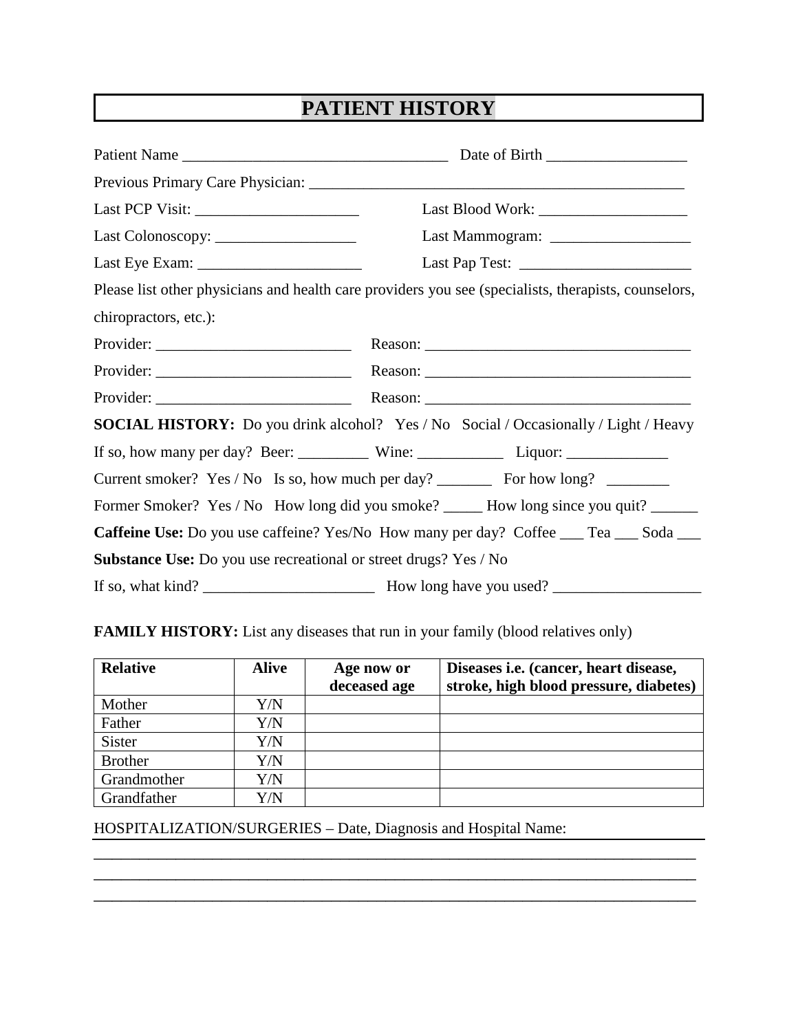# PATIENT HISTORY

Patient Name ___________________________________ Date of Birth __________________

Previous Primary Care Physician: _________________________________________________

Last PCP Visit: ______________________ Last Blood Work: ____________________

Last Colonoscopy: ___________________ Last Mammogram: __________________

Last Eye Exam: ______________________ Last Pap Test: _______________________

Please list other physicians and health care providers you see (specialists, therapists, counselors, chiropractors, etc.):

Provider: __________________________ Reason: ___________________________________

Provider: __________________________ Reason: ___________________________________

Provider: __________________________ Reason: ___________________________________

**SOCIAL HISTORY:** Do you drink alcohol? Yes / No Social / Occasionally / Light / Heavy

If so, how many per day? Beer: _________ Wine: ___________ Liquor: _____________

Current smoker? Yes / No Is so, how much per day? _______ For how long? ________

Former Smoker? Yes / No How long did you smoke? _____ How long since you quit? ______

**Caffeine Use:** Do you use caffeine? Yes/No How many per day? Coffee ___ Tea ___ Soda ___

**Substance Use:** Do you use recreational or street drugs? Yes / No

If so, what kind? ______________________ How long have you used? ___________________

**FAMILY HISTORY:** List any diseases that run in your family (blood relatives only)

| Relative | Alive | Age now or deceased age | Diseases i.e. (cancer, heart disease, stroke, high blood pressure, diabetes) |
|---|---|---|---|
| Mother | Y/N | | |
| Father | Y/N | | |
| Sister | Y/N | | |
| Brother | Y/N | | |
| Grandmother | Y/N | | |
| Grandfather | Y/N | | |

HOSPITALIZATION/SURGERIES – Date, Diagnosis and Hospital Name:

________________________________________________________________________________

________________________________________________________________________________

________________________________________________________________________________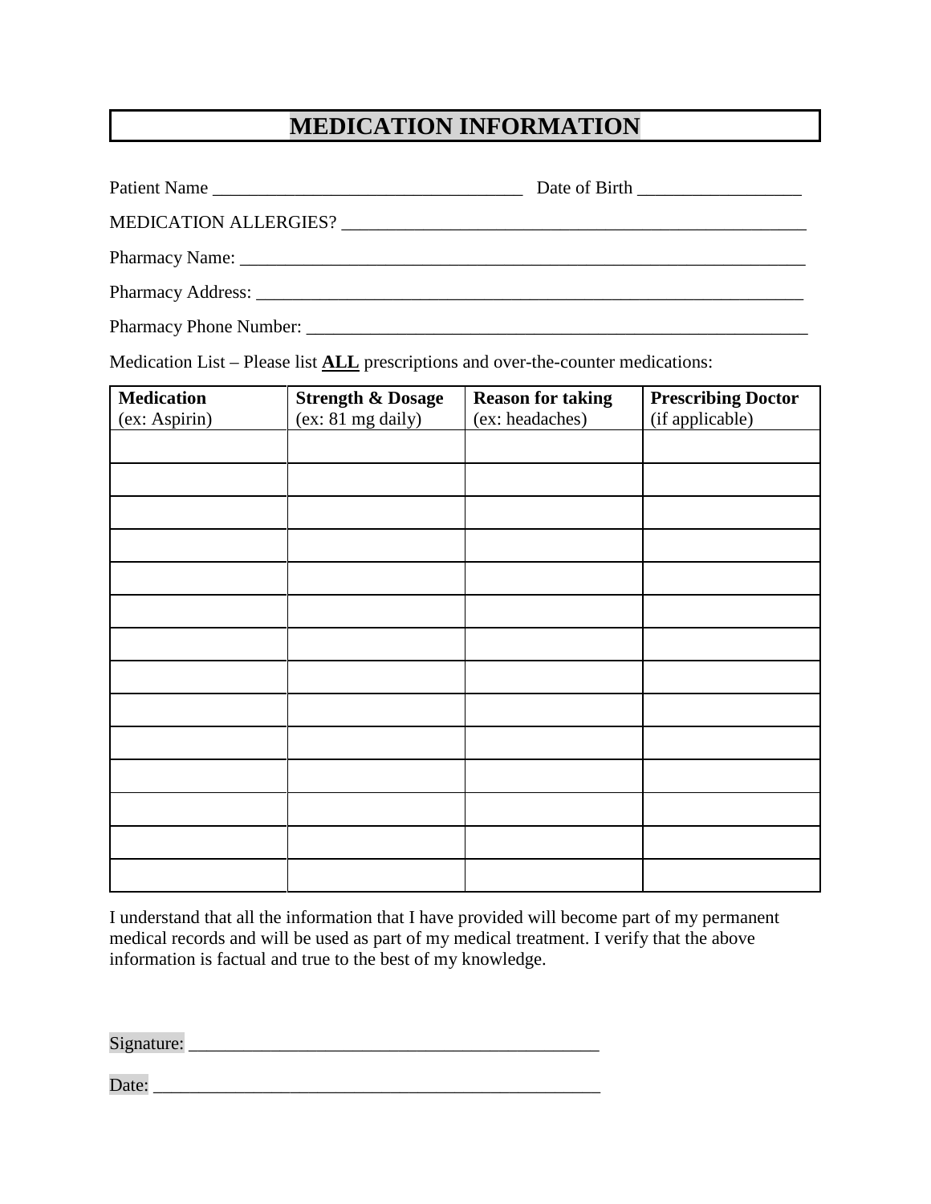# MEDICATION INFORMATION

Patient Name ___________________________________ Date of Birth __________________

MEDICATION ALLERGIES? ____________________________________________________

Pharmacy Name: ________________________________________________________________

Pharmacy Address: ______________________________________________________________

Pharmacy Phone Number: _________________________________________________________

Medication List – Please list **ALL** prescriptions and over-the-counter medications:

| **Medication** (ex: Aspirin) | **Strength & Dosage** (ex: 81 mg daily) | **Reason for taking** (ex: headaches) | **Prescribing Doctor** (if applicable) |
|---|---|---|---|
| | | | |
| | | | |
| | | | |
| | | | |
| | | | |
| | | | |
| | | | |
| | | | |
| | | | |
| | | | |
| | | | |
| | | | |
| | | | |
| | | | |

I understand that all the information that I have provided will become part of my permanent medical records and will be used as part of my medical treatment. I verify that the above information is factual and true to the best of my knowledge.

Signature: ______________________________________________

Date: ___________________________________________________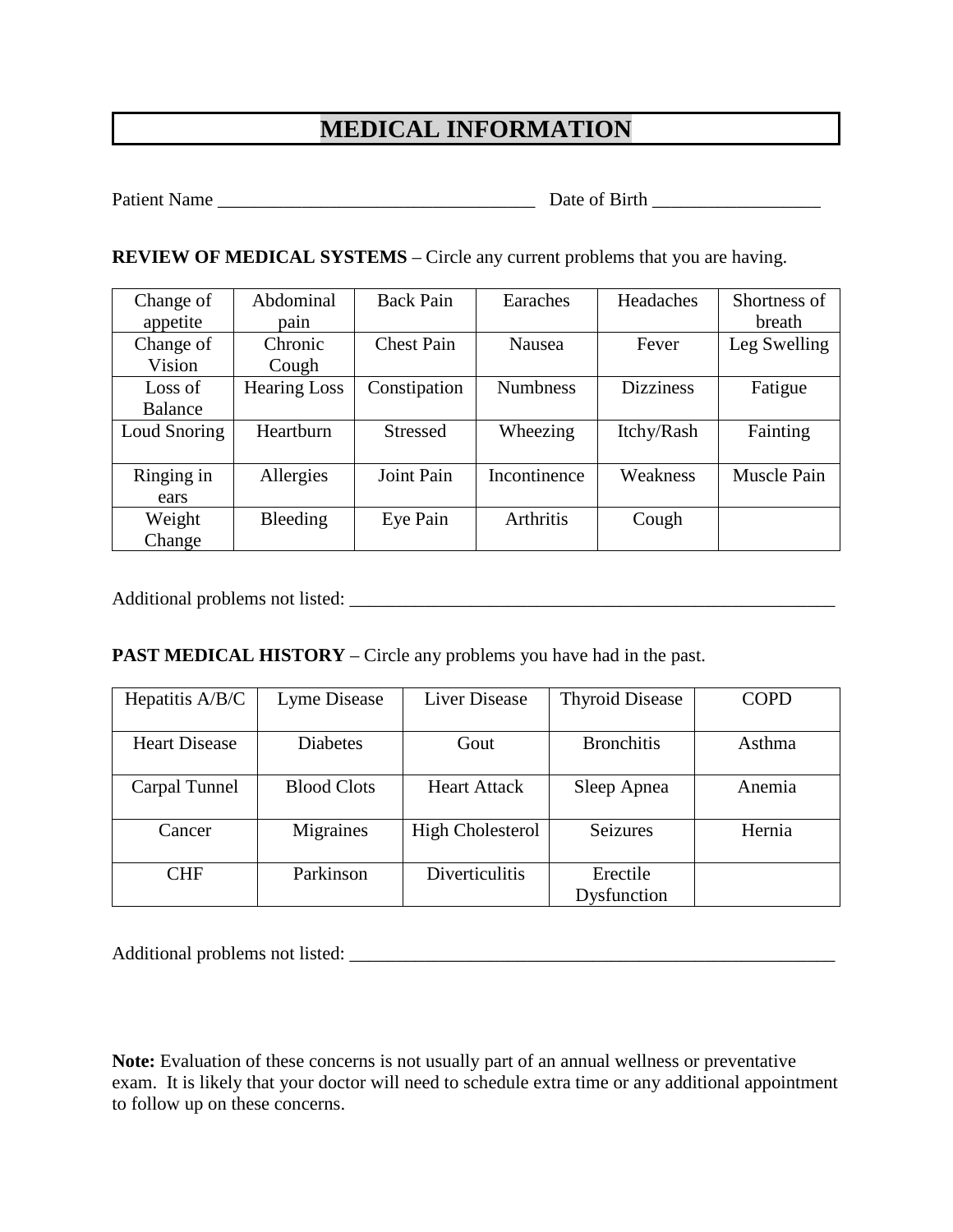# MEDICAL INFORMATION

Patient Name ___________________________________ Date of Birth __________________

**REVIEW OF MEDICAL SYSTEMS** – Circle any current problems that you are having.

| | | | | | |
|---|---|---|---|---|---|
| Change of appetite | Abdominal pain | Back Pain | Earaches | Headaches | Shortness of breath |
| Change of Vision | Chronic Cough | Chest Pain | Nausea | Fever | Leg Swelling |
| Loss of Balance | Hearing Loss | Constipation | Numbness | Dizziness | Fatigue |
| Loud Snoring | Heartburn | Stressed | Wheezing | Itchy/Rash | Fainting |
| Ringing in ears | Allergies | Joint Pain | Incontinence | Weakness | Muscle Pain |
| Weight Change | Bleeding | Eye Pain | Arthritis | Cough | |

Additional problems not listed: ______________________________________________________

**PAST MEDICAL HISTORY** – Circle any problems you have had in the past.

| | | | | |
|---|---|---|---|---|
| Hepatitis A/B/C | Lyme Disease | Liver Disease | Thyroid Disease | COPD |
| Heart Disease | Diabetes | Gout | Bronchitis | Asthma |
| Carpal Tunnel | Blood Clots | Heart Attack | Sleep Apnea | Anemia |
| Cancer | Migraines | High Cholesterol | Seizures | Hernia |
| CHF | Parkinson | Diverticulitis | Erectile Dysfunction | |

Additional problems not listed: ______________________________________________________

**Note:** Evaluation of these concerns is not usually part of an annual wellness or preventative exam. It is likely that your doctor will need to schedule extra time or any additional appointment to follow up on these concerns.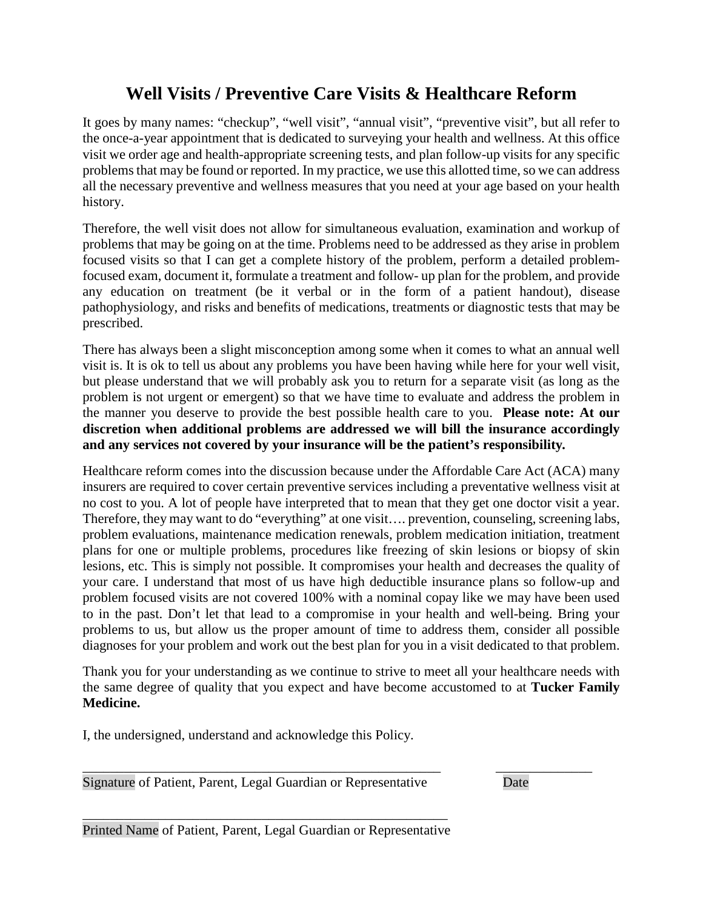# Well Visits / Preventive Care Visits & Healthcare Reform

It goes by many names: "checkup", "well visit", "annual visit", "preventive visit", but all refer to the once-a-year appointment that is dedicated to surveying your health and wellness. At this office visit we order age and health-appropriate screening tests, and plan follow-up visits for any specific problems that may be found or reported. In my practice, we use this allotted time, so we can address all the necessary preventive and wellness measures that you need at your age based on your health history.

Therefore, the well visit does not allow for simultaneous evaluation, examination and workup of problems that may be going on at the time. Problems need to be addressed as they arise in problem focused visits so that I can get a complete history of the problem, perform a detailed problem-focused exam, document it, formulate a treatment and follow- up plan for the problem, and provide any education on treatment (be it verbal or in the form of a patient handout), disease pathophysiology, and risks and benefits of medications, treatments or diagnostic tests that may be prescribed.

There has always been a slight misconception among some when it comes to what an annual well visit is. It is ok to tell us about any problems you have been having while here for your well visit, but please understand that we will probably ask you to return for a separate visit (as long as the problem is not urgent or emergent) so that we have time to evaluate and address the problem in the manner you deserve to provide the best possible health care to you. **Please note: At our discretion when additional problems are addressed we will bill the insurance accordingly and any services not covered by your insurance will be the patient's responsibility.**

Healthcare reform comes into the discussion because under the Affordable Care Act (ACA) many insurers are required to cover certain preventive services including a preventative wellness visit at no cost to you. A lot of people have interpreted that to mean that they get one doctor visit a year. Therefore, they may want to do "everything" at one visit…. prevention, counseling, screening labs, problem evaluations, maintenance medication renewals, problem medication initiation, treatment plans for one or multiple problems, procedures like freezing of skin lesions or biopsy of skin lesions, etc. This is simply not possible. It compromises your health and decreases the quality of your care. I understand that most of us have high deductible insurance plans so follow-up and problem focused visits are not covered 100% with a nominal copay like we may have been used to in the past. Don't let that lead to a compromise in your health and well-being. Bring your problems to us, but allow us the proper amount of time to address them, consider all possible diagnoses for your problem and work out the best plan for you in a visit dedicated to that problem.

Thank you for your understanding as we continue to strive to meet all your healthcare needs with the same degree of quality that you expect and have become accustomed to at **Tucker Family Medicine.**

I, the undersigned, understand and acknowledge this Policy.

_______________________________________________________ ______________

Signature of Patient, Parent, Legal Guardian or Representative Date

_______________________________________________________

Printed Name of Patient, Parent, Legal Guardian or Representative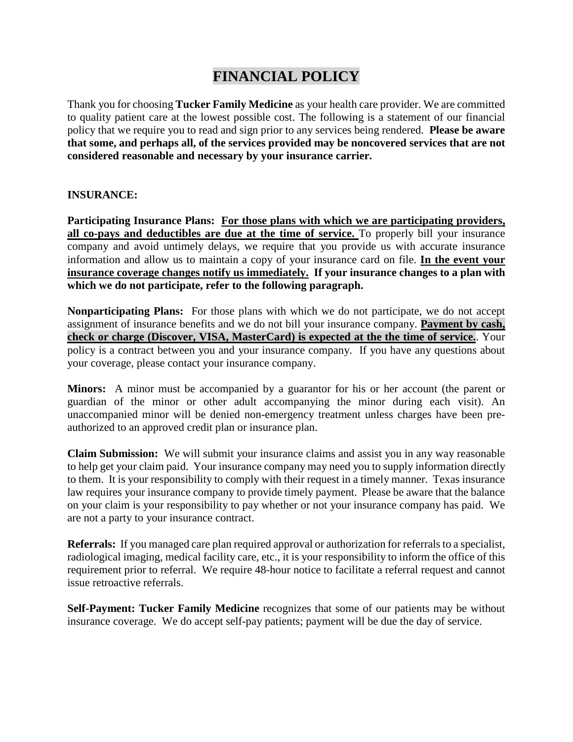# FINANCIAL POLICY

Thank you for choosing **Tucker Family Medicine** as your health care provider. We are committed to quality patient care at the lowest possible cost. The following is a statement of our financial policy that we require you to read and sign prior to any services being rendered. **Please be aware that some, and perhaps all, of the services provided may be noncovered services that are not considered reasonable and necessary by your insurance carrier.**

**INSURANCE:**

**Participating Insurance Plans:** **For those plans with which we are participating providers, all co-pays and deductibles are due at the time of service.** To properly bill your insurance company and avoid untimely delays, we require that you provide us with accurate insurance information and allow us to maintain a copy of your insurance card on file. **In the event your insurance coverage changes notify us immediately.** **If your insurance changes to a plan with which we do not participate, refer to the following paragraph.**

**Nonparticipating Plans:** For those plans with which we do not participate, we do not accept assignment of insurance benefits and we do not bill your insurance company. **Payment by cash, check or charge (Discover, VISA, MasterCard) is expected at the the time of service.**. Your policy is a contract between you and your insurance company. If you have any questions about your coverage, please contact your insurance company.

**Minors:** A minor must be accompanied by a guarantor for his or her account (the parent or guardian of the minor or other adult accompanying the minor during each visit). An unaccompanied minor will be denied non-emergency treatment unless charges have been pre-authorized to an approved credit plan or insurance plan.

**Claim Submission:** We will submit your insurance claims and assist you in any way reasonable to help get your claim paid. Your insurance company may need you to supply information directly to them. It is your responsibility to comply with their request in a timely manner. Texas insurance law requires your insurance company to provide timely payment. Please be aware that the balance on your claim is your responsibility to pay whether or not your insurance company has paid. We are not a party to your insurance contract.

**Referrals:** If you managed care plan required approval or authorization for referrals to a specialist, radiological imaging, medical facility care, etc., it is your responsibility to inform the office of this requirement prior to referral. We require 48-hour notice to facilitate a referral request and cannot issue retroactive referrals.

**Self-Payment: Tucker Family Medicine** recognizes that some of our patients may be without insurance coverage. We do accept self-pay patients; payment will be due the day of service.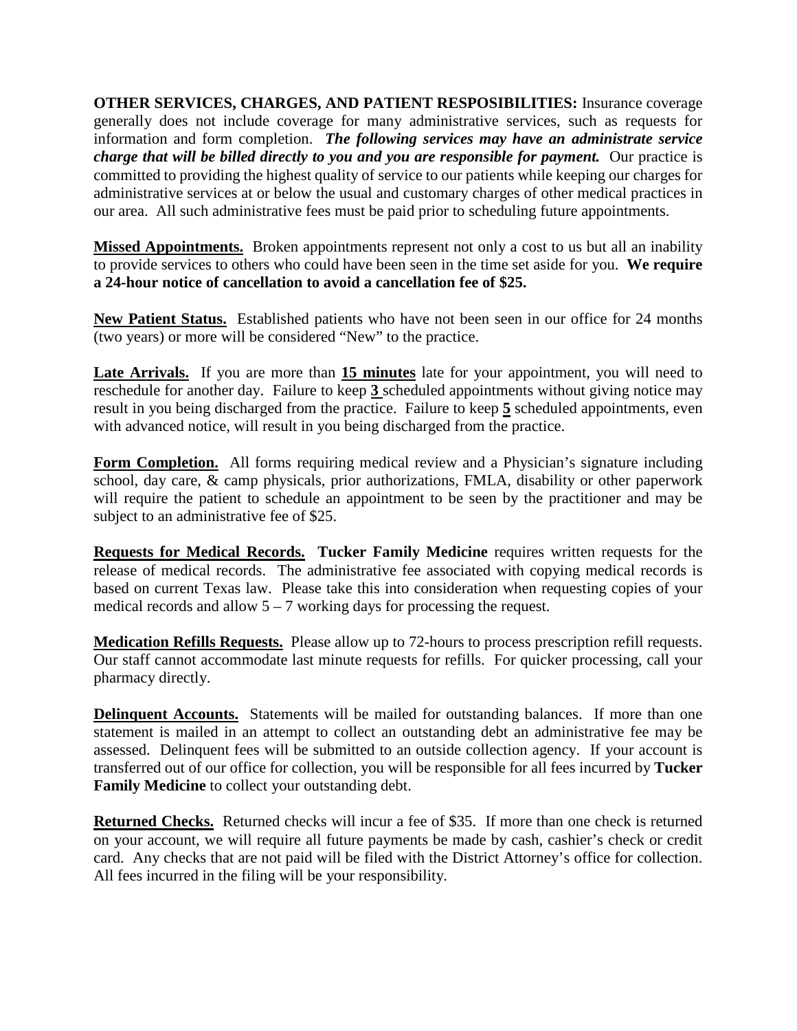**OTHER SERVICES, CHARGES, AND PATIENT RESPOSIBILITIES:** Insurance coverage generally does not include coverage for many administrative services, such as requests for information and form completion. ***The following services may have an administrate service charge that will be billed directly to you and you are responsible for payment.*** Our practice is committed to providing the highest quality of service to our patients while keeping our charges for administrative services at or below the usual and customary charges of other medical practices in our area. All such administrative fees must be paid prior to scheduling future appointments.

**Missed Appointments.** Broken appointments represent not only a cost to us but all an inability to provide services to others who could have been seen in the time set aside for you. **We require a 24-hour notice of cancellation to avoid a cancellation fee of $25.**

**New Patient Status.** Established patients who have not been seen in our office for 24 months (two years) or more will be considered "New" to the practice.

**Late Arrivals.** If you are more than **15 minutes** late for your appointment, you will need to reschedule for another day. Failure to keep **3** scheduled appointments without giving notice may result in you being discharged from the practice. Failure to keep **5** scheduled appointments, even with advanced notice, will result in you being discharged from the practice.

**Form Completion.** All forms requiring medical review and a Physician's signature including school, day care, & camp physicals, prior authorizations, FMLA, disability or other paperwork will require the patient to schedule an appointment to be seen by the practitioner and may be subject to an administrative fee of $25.

**Requests for Medical Records.** **Tucker Family Medicine** requires written requests for the release of medical records. The administrative fee associated with copying medical records is based on current Texas law. Please take this into consideration when requesting copies of your medical records and allow 5 – 7 working days for processing the request.

**Medication Refills Requests.** Please allow up to 72-hours to process prescription refill requests. Our staff cannot accommodate last minute requests for refills. For quicker processing, call your pharmacy directly.

**Delinquent Accounts.** Statements will be mailed for outstanding balances. If more than one statement is mailed in an attempt to collect an outstanding debt an administrative fee may be assessed. Delinquent fees will be submitted to an outside collection agency. If your account is transferred out of our office for collection, you will be responsible for all fees incurred by **Tucker Family Medicine** to collect your outstanding debt.

**Returned Checks.** Returned checks will incur a fee of $35. If more than one check is returned on your account, we will require all future payments be made by cash, cashier's check or credit card. Any checks that are not paid will be filed with the District Attorney's office for collection. All fees incurred in the filing will be your responsibility.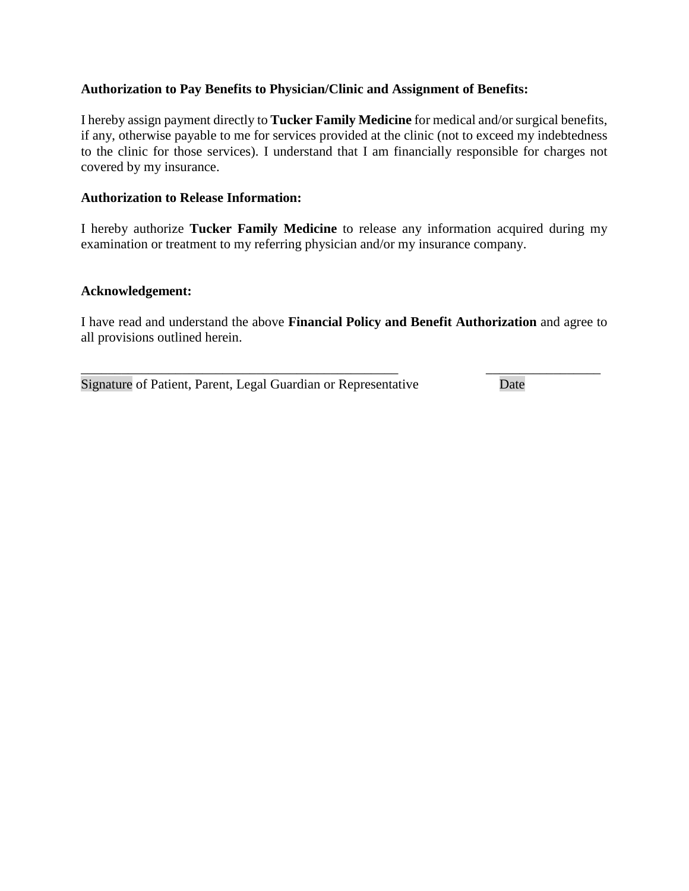**Authorization to Pay Benefits to Physician/Clinic and Assignment of Benefits:**

I hereby assign payment directly to **Tucker Family Medicine** for medical and/or surgical benefits, if any, otherwise payable to me for services provided at the clinic (not to exceed my indebtedness to the clinic for those services). I understand that I am financially responsible for charges not covered by my insurance.

**Authorization to Release Information:**

I hereby authorize **Tucker Family Medicine** to release any information acquired during my examination or treatment to my referring physician and/or my insurance company.

**Acknowledgement:**

I have read and understand the above **Financial Policy and Benefit Authorization** and agree to all provisions outlined herein.

_________________________________________________ _________________

Signature of Patient, Parent, Legal Guardian or Representative Date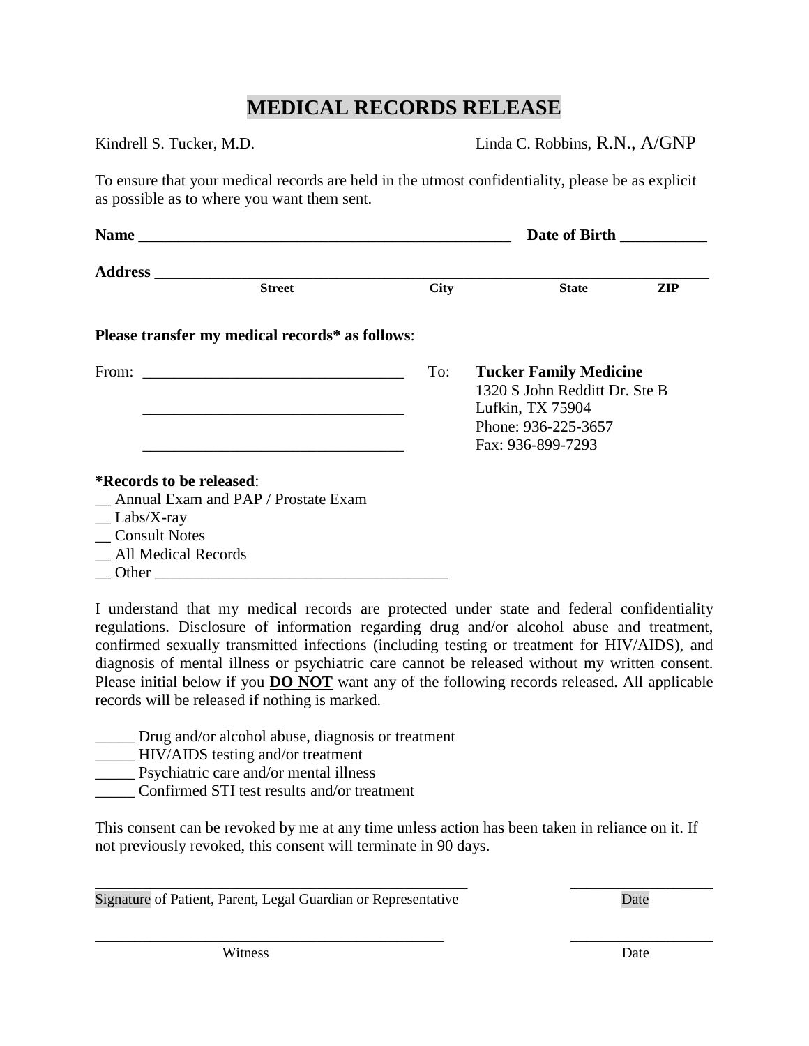# MEDICAL RECORDS RELEASE

Kindrell S. Tucker, M.D. Linda C. Robbins, R.N., A/GNP

To ensure that your medical records are held in the utmost confidentiality, please be as explicit as possible as to where you want them sent.

**Name** _________________________________________________ **Date of Birth** ___________

**Address** _________________________________________________________________________
**Street** **City** **State** **ZIP**

**Please transfer my medical records* as follows**:

From: _________________________________
_________________________________
_________________________________

To: **Tucker Family Medicine**
1320 S John Redditt Dr. Ste B
Lufkin, TX 75904
Phone: 936-225-3657
Fax: 936-899-7293

**\*Records to be released**:

__ Annual Exam and PAP / Prostate Exam
__ Labs/X-ray
__ Consult Notes
__ All Medical Records
__ Other _____________________________________

I understand that my medical records are protected under state and federal confidentiality regulations. Disclosure of information regarding drug and/or alcohol abuse and treatment, confirmed sexually transmitted infections (including testing or treatment for HIV/AIDS), and diagnosis of mental illness or psychiatric care cannot be released without my written consent. Please initial below if you **DO NOT** want any of the following records released. All applicable records will be released if nothing is marked.

_____ Drug and/or alcohol abuse, diagnosis or treatment
_____ HIV/AIDS testing and/or treatment
_____ Psychiatric care and/or mental illness
_____ Confirmed STI test results and/or treatment

This consent can be revoked by me at any time unless action has been taken in reliance on it. If not previously revoked, this consent will terminate in 90 days.

_________________________________________________ ___________________
Signature of Patient, Parent, Legal Guardian or Representative Date

_________________________________________________ ___________________
Witness Date